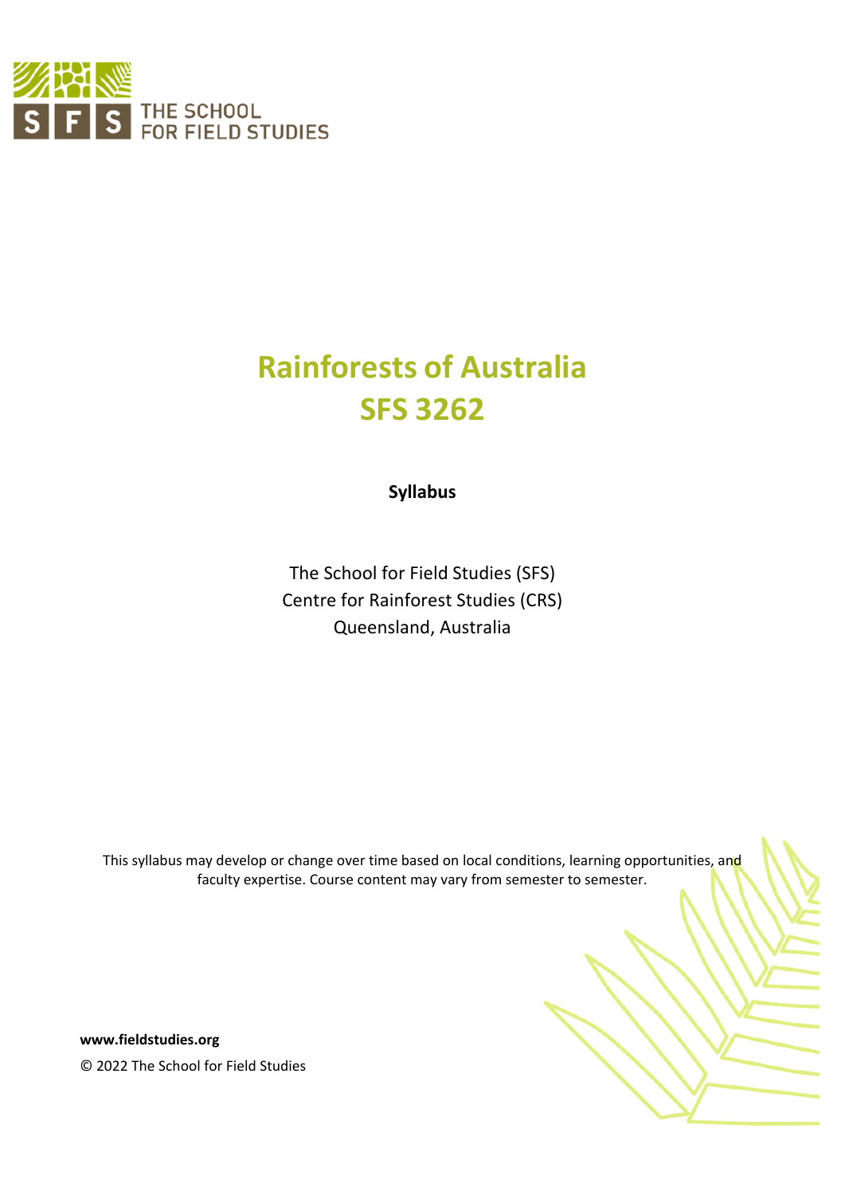THE SCHOOL FOR FIELD STUDIES

# Rainforests of Australia
# SFS 3262

**Syllabus**

The School for Field Studies (SFS)
Centre for Rainforest Studies (CRS)
Queensland, Australia

This syllabus may develop or change over time based on local conditions, learning opportunities, and faculty expertise. Course content may vary from semester to semester.

**www.fieldstudies.org**

© 2022 The School for Field Studies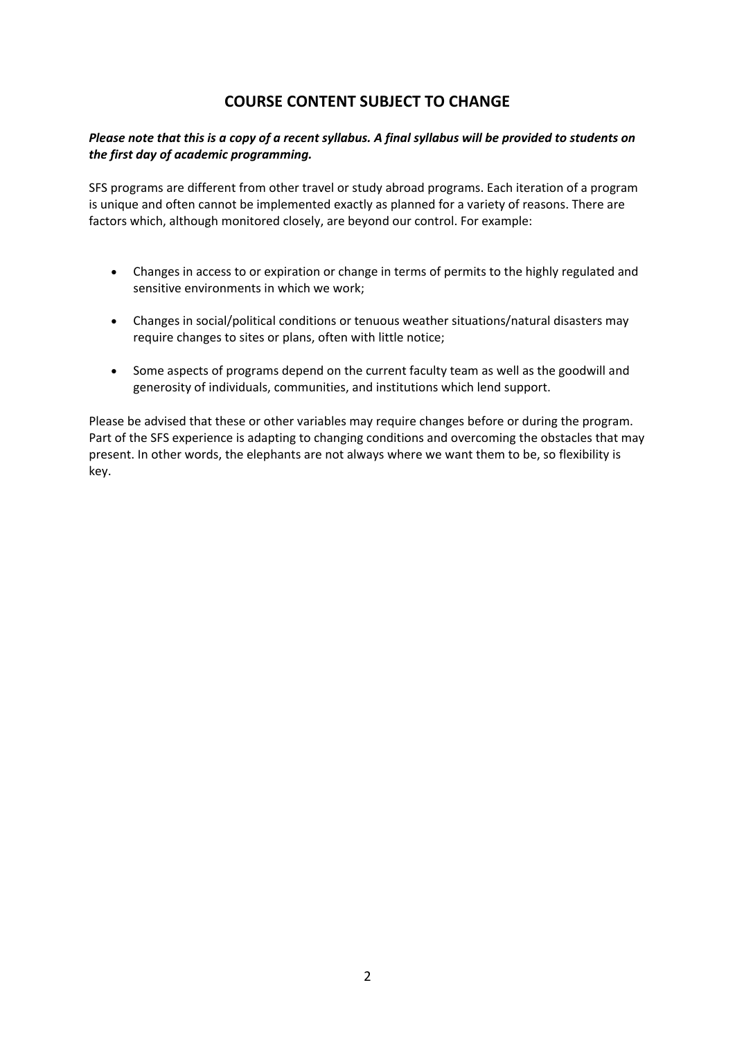# COURSE CONTENT SUBJECT TO CHANGE

***Please note that this is a copy of a recent syllabus. A final syllabus will be provided to students on the first day of academic programming.***

SFS programs are different from other travel or study abroad programs. Each iteration of a program is unique and often cannot be implemented exactly as planned for a variety of reasons. There are factors which, although monitored closely, are beyond our control. For example:

- Changes in access to or expiration or change in terms of permits to the highly regulated and sensitive environments in which we work;
- Changes in social/political conditions or tenuous weather situations/natural disasters may require changes to sites or plans, often with little notice;
- Some aspects of programs depend on the current faculty team as well as the goodwill and generosity of individuals, communities, and institutions which lend support.

Please be advised that these or other variables may require changes before or during the program. Part of the SFS experience is adapting to changing conditions and overcoming the obstacles that may present. In other words, the elephants are not always where we want them to be, so flexibility is key.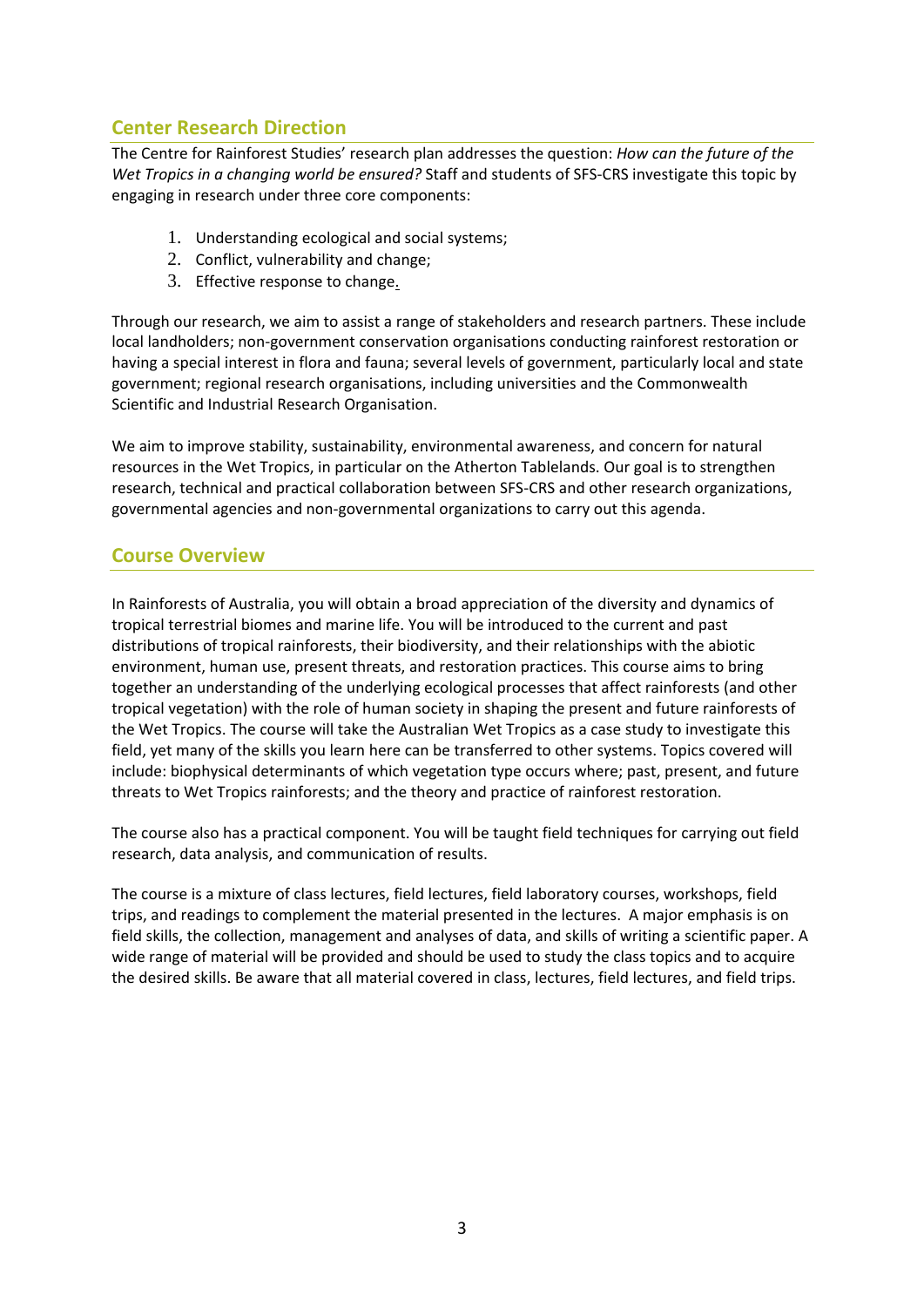## Center Research Direction

The Centre for Rainforest Studies' research plan addresses the question: *How can the future of the Wet Tropics in a changing world be ensured?* Staff and students of SFS-CRS investigate this topic by engaging in research under three core components:

1. Understanding ecological and social systems;
2. Conflict, vulnerability and change;
3. Effective response to change.

Through our research, we aim to assist a range of stakeholders and research partners. These include local landholders; non-government conservation organisations conducting rainforest restoration or having a special interest in flora and fauna; several levels of government, particularly local and state government; regional research organisations, including universities and the Commonwealth Scientific and Industrial Research Organisation.

We aim to improve stability, sustainability, environmental awareness, and concern for natural resources in the Wet Tropics, in particular on the Atherton Tablelands. Our goal is to strengthen research, technical and practical collaboration between SFS-CRS and other research organizations, governmental agencies and non-governmental organizations to carry out this agenda.

## Course Overview

In Rainforests of Australia, you will obtain a broad appreciation of the diversity and dynamics of tropical terrestrial biomes and marine life. You will be introduced to the current and past distributions of tropical rainforests, their biodiversity, and their relationships with the abiotic environment, human use, present threats, and restoration practices. This course aims to bring together an understanding of the underlying ecological processes that affect rainforests (and other tropical vegetation) with the role of human society in shaping the present and future rainforests of the Wet Tropics. The course will take the Australian Wet Tropics as a case study to investigate this field, yet many of the skills you learn here can be transferred to other systems. Topics covered will include: biophysical determinants of which vegetation type occurs where; past, present, and future threats to Wet Tropics rainforests; and the theory and practice of rainforest restoration.

The course also has a practical component. You will be taught field techniques for carrying out field research, data analysis, and communication of results.

The course is a mixture of class lectures, field lectures, field laboratory courses, workshops, field trips, and readings to complement the material presented in the lectures. A major emphasis is on field skills, the collection, management and analyses of data, and skills of writing a scientific paper. A wide range of material will be provided and should be used to study the class topics and to acquire the desired skills. Be aware that all material covered in class, lectures, field lectures, and field trips.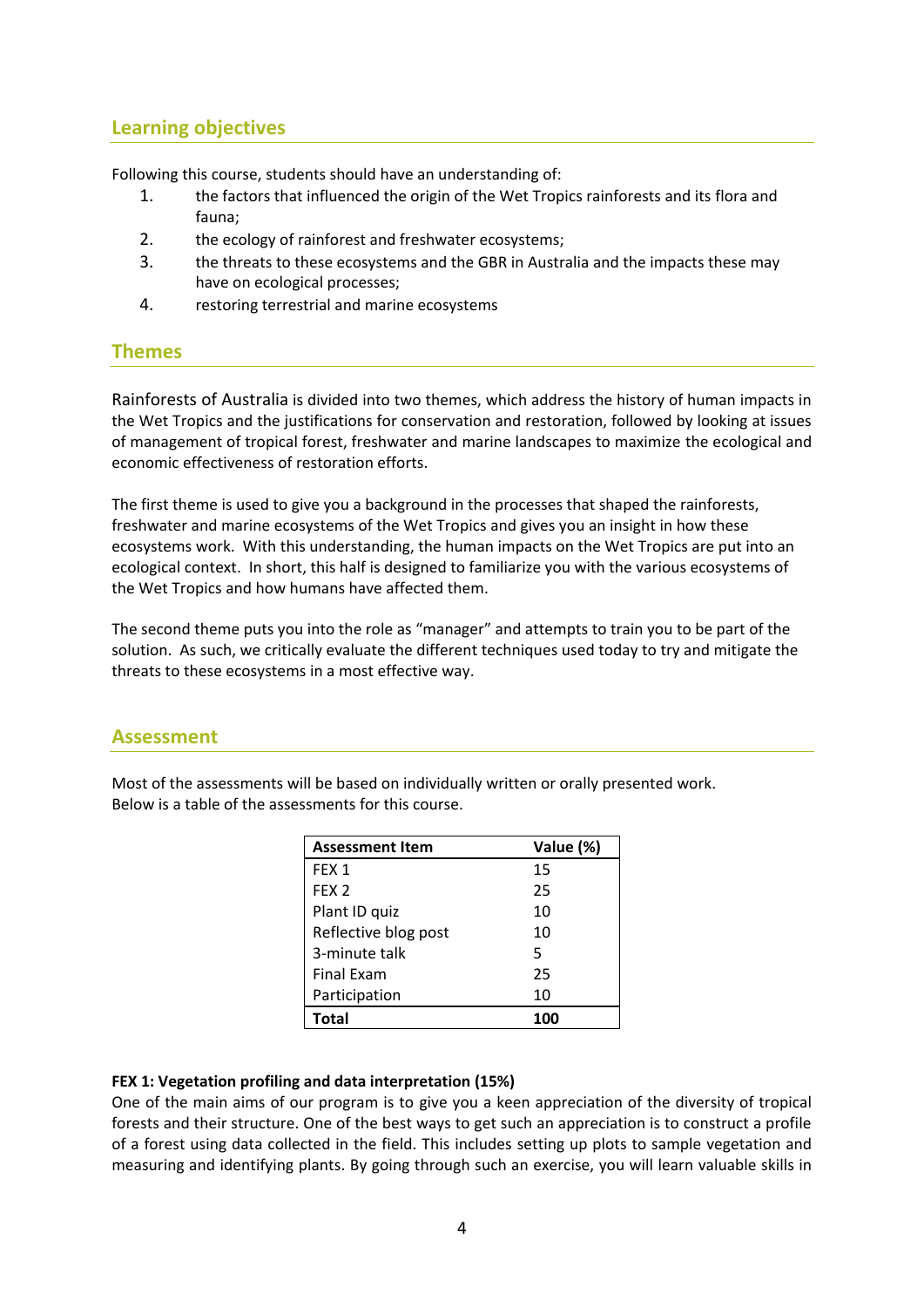## Learning objectives

Following this course, students should have an understanding of:

1. the factors that influenced the origin of the Wet Tropics rainforests and its flora and fauna;
2. the ecology of rainforest and freshwater ecosystems;
3. the threats to these ecosystems and the GBR in Australia and the impacts these may have on ecological processes;
4. restoring terrestrial and marine ecosystems

## Themes

Rainforests of Australia is divided into two themes, which address the history of human impacts in the Wet Tropics and the justifications for conservation and restoration, followed by looking at issues of management of tropical forest, freshwater and marine landscapes to maximize the ecological and economic effectiveness of restoration efforts.

The first theme is used to give you a background in the processes that shaped the rainforests, freshwater and marine ecosystems of the Wet Tropics and gives you an insight in how these ecosystems work. With this understanding, the human impacts on the Wet Tropics are put into an ecological context. In short, this half is designed to familiarize you with the various ecosystems of the Wet Tropics and how humans have affected them.

The second theme puts you into the role as "manager" and attempts to train you to be part of the solution. As such, we critically evaluate the different techniques used today to try and mitigate the threats to these ecosystems in a most effective way.

## Assessment

Most of the assessments will be based on individually written or orally presented work.
Below is a table of the assessments for this course.

| Assessment Item | Value (%) |
|---|---|
| FEX 1 | 15 |
| FEX 2 | 25 |
| Plant ID quiz | 10 |
| Reflective blog post | 10 |
| 3-minute talk | 5 |
| Final Exam | 25 |
| Participation | 10 |
| **Total** | **100** |

**FEX 1: Vegetation profiling and data interpretation (15%)**

One of the main aims of our program is to give you a keen appreciation of the diversity of tropical forests and their structure. One of the best ways to get such an appreciation is to construct a profile of a forest using data collected in the field. This includes setting up plots to sample vegetation and measuring and identifying plants. By going through such an exercise, you will learn valuable skills in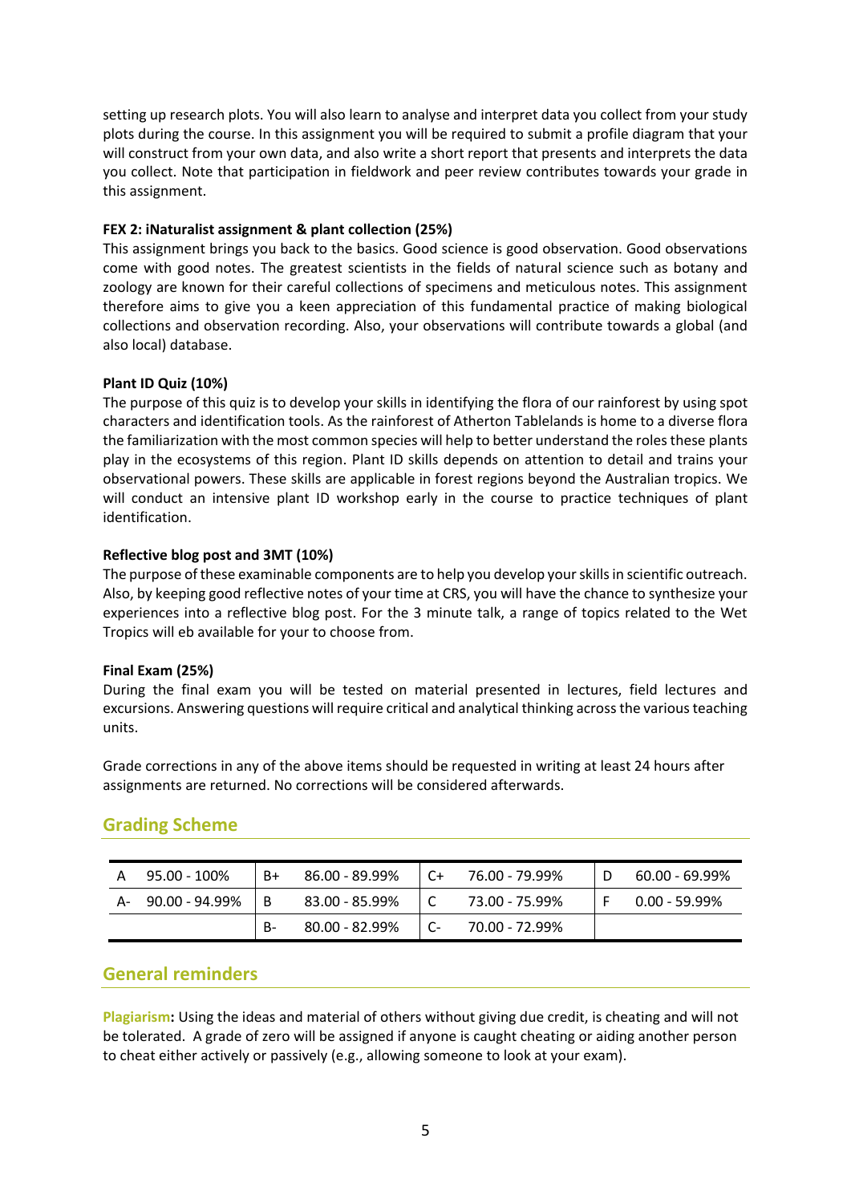setting up research plots. You will also learn to analyse and interpret data you collect from your study plots during the course. In this assignment you will be required to submit a profile diagram that your will construct from your own data, and also write a short report that presents and interprets the data you collect. Note that participation in fieldwork and peer review contributes towards your grade in this assignment.

**FEX 2: iNaturalist assignment & plant collection (25%)**

This assignment brings you back to the basics. Good science is good observation. Good observations come with good notes. The greatest scientists in the fields of natural science such as botany and zoology are known for their careful collections of specimens and meticulous notes. This assignment therefore aims to give you a keen appreciation of this fundamental practice of making biological collections and observation recording. Also, your observations will contribute towards a global (and also local) database.

**Plant ID Quiz (10%)**

The purpose of this quiz is to develop your skills in identifying the flora of our rainforest by using spot characters and identification tools. As the rainforest of Atherton Tablelands is home to a diverse flora the familiarization with the most common species will help to better understand the roles these plants play in the ecosystems of this region. Plant ID skills depends on attention to detail and trains your observational powers. These skills are applicable in forest regions beyond the Australian tropics. We will conduct an intensive plant ID workshop early in the course to practice techniques of plant identification.

**Reflective blog post and 3MT (10%)**

The purpose of these examinable components are to help you develop your skills in scientific outreach. Also, by keeping good reflective notes of your time at CRS, you will have the chance to synthesize your experiences into a reflective blog post. For the 3 minute talk, a range of topics related to the Wet Tropics will eb available for your to choose from.

**Final Exam (25%)**

During the final exam you will be tested on material presented in lectures, field lectures and excursions. Answering questions will require critical and analytical thinking across the various teaching units.

Grade corrections in any of the above items should be requested in writing at least 24 hours after assignments are returned. No corrections will be considered afterwards.

## Grading Scheme

| | | | | | | | |
|---|---|---|---|---|---|---|---|
| A | 95.00 - 100% | B+ | 86.00 - 89.99% | C+ | 76.00 - 79.99% | D | 60.00 - 69.99% |
| A- | 90.00 - 94.99% | B | 83.00 - 85.99% | C | 73.00 - 75.99% | F | 0.00 - 59.99% |
| | | B- | 80.00 - 82.99% | C- | 70.00 - 72.99% | | |

## General reminders

**Plagiarism:** Using the ideas and material of others without giving due credit, is cheating and will not be tolerated. A grade of zero will be assigned if anyone is caught cheating or aiding another person to cheat either actively or passively (e.g., allowing someone to look at your exam).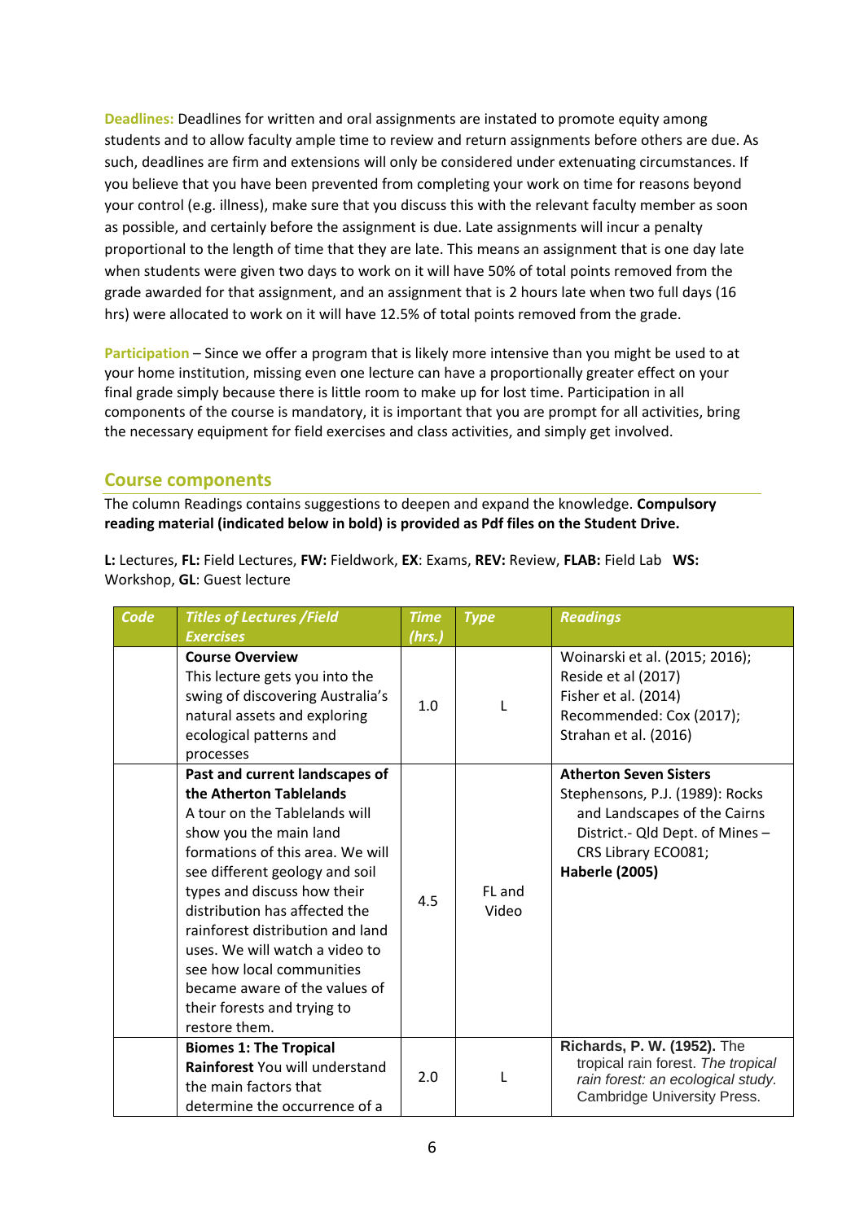**Deadlines:** Deadlines for written and oral assignments are instated to promote equity among students and to allow faculty ample time to review and return assignments before others are due. As such, deadlines are firm and extensions will only be considered under extenuating circumstances. If you believe that you have been prevented from completing your work on time for reasons beyond your control (e.g. illness), make sure that you discuss this with the relevant faculty member as soon as possible, and certainly before the assignment is due. Late assignments will incur a penalty proportional to the length of time that they are late. This means an assignment that is one day late when students were given two days to work on it will have 50% of total points removed from the grade awarded for that assignment, and an assignment that is 2 hours late when two full days (16 hrs) were allocated to work on it will have 12.5% of total points removed from the grade.

**Participation** – Since we offer a program that is likely more intensive than you might be used to at your home institution, missing even one lecture can have a proportionally greater effect on your final grade simply because there is little room to make up for lost time. Participation in all components of the course is mandatory, it is important that you are prompt for all activities, bring the necessary equipment for field exercises and class activities, and simply get involved.

## Course components

The column Readings contains suggestions to deepen and expand the knowledge. **Compulsory reading material (indicated below in bold) is provided as Pdf files on the Student Drive.**

**L:** Lectures, **FL:** Field Lectures, **FW:** Fieldwork, **EX**: Exams, **REV:** Review, **FLAB:** Field Lab **WS:** Workshop, **GL**: Guest lecture

| Code | Titles of Lectures /Field Exercises | Time (hrs.) | Type | Readings |
|---|---|---|---|---|
| | **Course Overview** This lecture gets you into the swing of discovering Australia's natural assets and exploring ecological patterns and processes | 1.0 | L | Woinarski et al. (2015; 2016); Reside et al (2017) Fisher et al. (2014) Recommended: Cox (2017); Strahan et al. (2016) |
| | **Past and current landscapes of the Atherton Tablelands** A tour on the Tablelands will show you the main land formations of this area. We will see different geology and soil types and discuss how their distribution has affected the rainforest distribution and land uses. We will watch a video to see how local communities became aware of the values of their forests and trying to restore them. | 4.5 | FL and Video | **Atherton Seven Sisters** Stephensons, P.J. (1989): Rocks and Landscapes of the Cairns District.- Qld Dept. of Mines – CRS Library ECO081; **Haberle (2005)** |
| | **Biomes 1: The Tropical Rainforest** You will understand the main factors that determine the occurrence of a | 2.0 | L | **Richards, P. W. (1952).** The tropical rain forest. *The tropical rain forest: an ecological study.* Cambridge University Press. |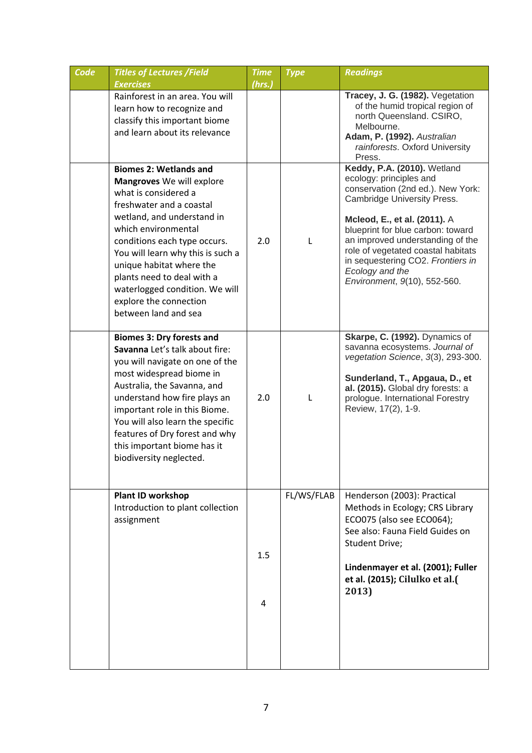| Code | Titles of Lectures /Field Exercises | Time (hrs.) | Type | Readings |
|---|---|---|---|---|
| | Rainforest in an area. You will learn how to recognize and classify this important biome and learn about its relevance | | | **Tracey, J. G. (1982).** Vegetation of the humid tropical region of north Queensland. CSIRO, Melbourne. **Adam, P. (1992).** *Australian rainforests*. Oxford University Press. |
| | **Biomes 2: Wetlands and Mangroves** We will explore what is considered a freshwater and a coastal wetland, and understand in which environmental conditions each type occurs. You will learn why this is such a unique habitat where the plants need to deal with a waterlogged condition. We will explore the connection between land and sea | 2.0 | L | **Keddy, P.A. (2010).** Wetland ecology: principles and conservation (2nd ed.). New York: Cambridge University Press. **Mcleod, E., et al. (2011).** A blueprint for blue carbon: toward an improved understanding of the role of vegetated coastal habitats in sequestering CO2. *Frontiers in Ecology and the Environment*, *9*(10), 552-560. |
| | **Biomes 3: Dry forests and Savanna** Let's talk about fire: you will navigate on one of the most widespread biome in Australia, the Savanna, and understand how fire plays an important role in this Biome. You will also learn the specific features of Dry forest and why this important biome has it biodiversity neglected. | 2.0 | L | **Skarpe, C. (1992).** Dynamics of savanna ecosystems. *Journal of vegetation Science*, *3*(3), 293-300. **Sunderland, T., Apgaua, D., et al. (2015).** Global dry forests: a prologue. International Forestry Review, 17(2), 1-9. |
| | **Plant ID workshop** Introduction to plant collection assignment | 1.5 4 | FL/WS/FLAB | Henderson (2003): Practical Methods in Ecology; CRS Library ECO075 (also see ECO064); See also: Fauna Field Guides on Student Drive; **Lindenmayer et al. (2001); Fuller et al. (2015); Cilulko et al.( 2013)** |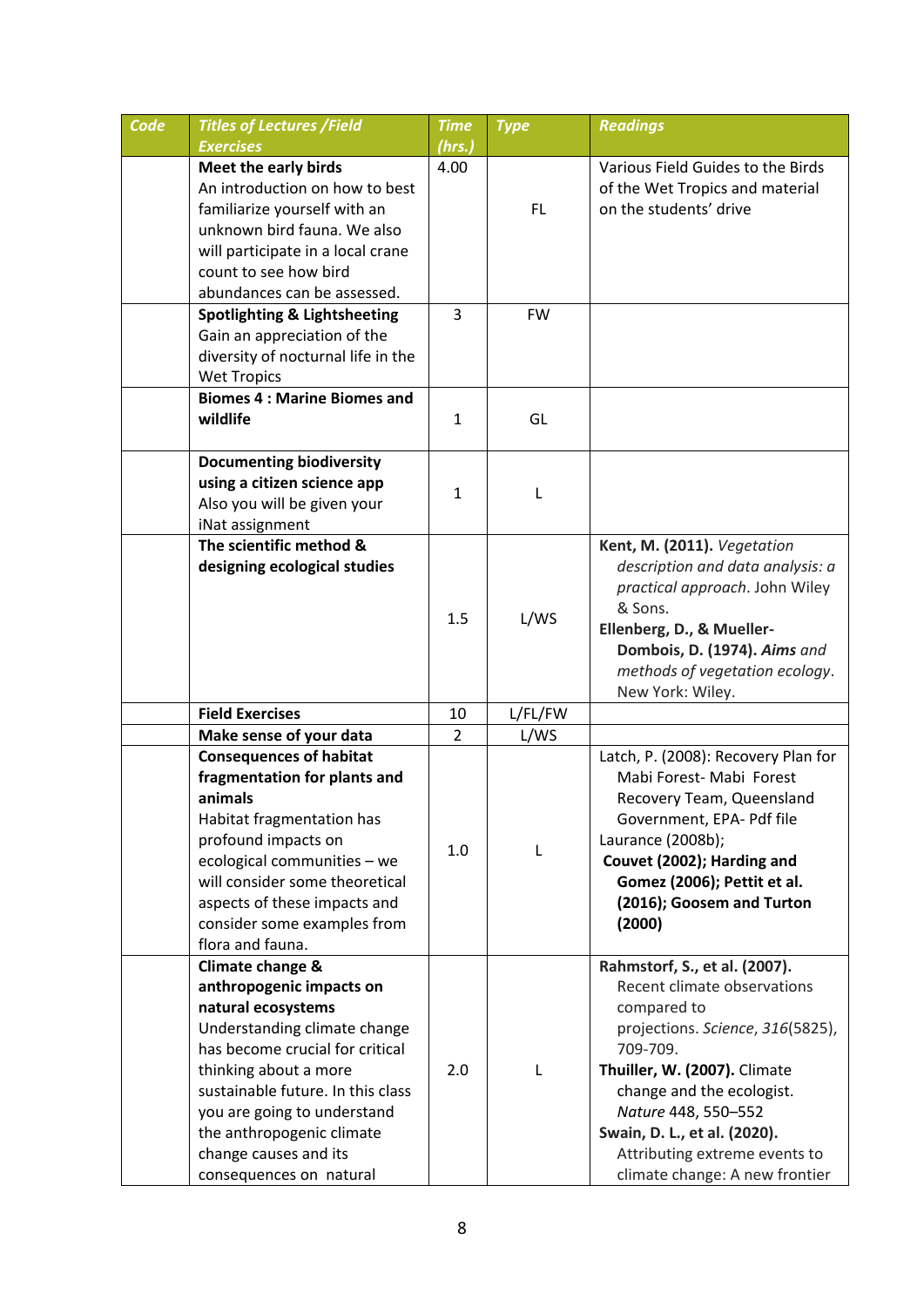| Code | Titles of Lectures /Field Exercises | Time (hrs.) | Type | Readings |
|---|---|---|---|---|
| | **Meet the early birds** An introduction on how to best familiarize yourself with an unknown bird fauna. We also will participate in a local crane count to see how bird abundances can be assessed. | 4.00 | FL | Various Field Guides to the Birds of the Wet Tropics and material on the students' drive |
| | **Spotlighting & Lightsheeting** Gain an appreciation of the diversity of nocturnal life in the Wet Tropics | 3 | FW | |
| | **Biomes 4 : Marine Biomes and wildlife** | 1 | GL | |
| | **Documenting biodiversity using a citizen science app** Also you will be given your iNat assignment | 1 | L | |
| | **The scientific method & designing ecological studies** | 1.5 | L/WS | **Kent, M. (2011).** *Vegetation description and data analysis: a practical approach*. John Wiley & Sons. **Ellenberg, D., & Mueller-Dombois, D. (1974).** ***Aims*** *and methods of vegetation ecology*. New York: Wiley. |
| | **Field Exercises** | 10 | L/FL/FW | |
| | **Make sense of your data** | 2 | L/WS | |
| | **Consequences of habitat fragmentation for plants and animals** Habitat fragmentation has profound impacts on ecological communities – we will consider some theoretical aspects of these impacts and consider some examples from flora and fauna. | 1.0 | L | Latch, P. (2008): Recovery Plan for Mabi Forest- Mabi Forest Recovery Team, Queensland Government, EPA- Pdf file Laurance (2008b); **Couvet (2002); Harding and Gomez (2006); Pettit et al. (2016); Goosem and Turton (2000)** |
| | **Climate change & anthropogenic impacts on natural ecosystems** Understanding climate change has become crucial for critical thinking about a more sustainable future. In this class you are going to understand the anthropogenic climate change causes and its consequences on natural | 2.0 | L | **Rahmstorf, S., et al. (2007).** Recent climate observations compared to projections. *Science*, *316*(5825), 709-709. **Thuiller, W. (2007).** Climate change and the ecologist. *Nature* 448, 550–552 **Swain, D. L., et al. (2020).** Attributing extreme events to climate change: A new frontier |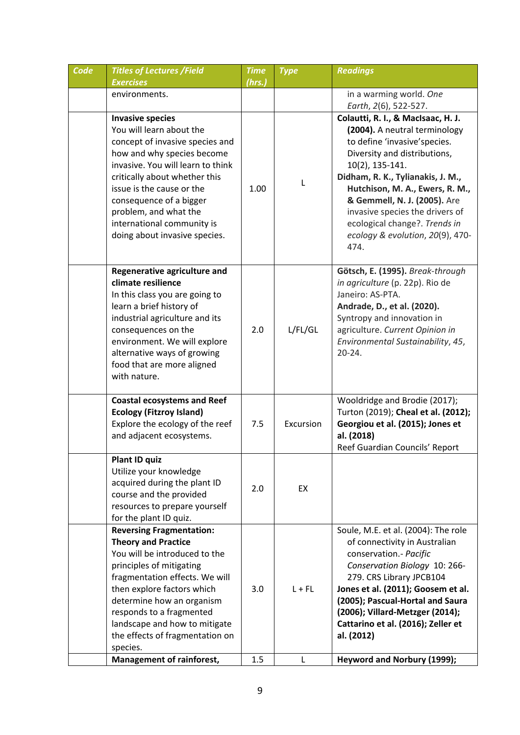| Code | Titles of Lectures /Field Exercises | Time (hrs.) | Type | Readings |
|---|---|---|---|---|
| | environments. | | | in a warming world. *One Earth*, *2*(6), 522-527. |
| | **Invasive species** You will learn about the concept of invasive species and how and why species become invasive. You will learn to think critically about whether this issue is the cause or the consequence of a bigger problem, and what the international community is doing about invasive species. | 1.00 | L | **Colautti, R. I., & MacIsaac, H. J. (2004).** A neutral terminology to define 'invasive'species. Diversity and distributions, 10(2), 135-141. **Didham, R. K., Tylianakis, J. M., Hutchison, M. A., Ewers, R. M., & Gemmell, N. J. (2005).** Are invasive species the drivers of ecological change?. *Trends in ecology & evolution*, *20*(9), 470-474. |
| | **Regenerative agriculture and climate resilience** In this class you are going to learn a brief history of industrial agriculture and its consequences on the environment. We will explore alternative ways of growing food that are more aligned with nature. | 2.0 | L/FL/GL | **Götsch, E. (1995).** *Break-through in agriculture* (p. 22p). Rio de Janeiro: AS-PTA. **Andrade, D., et al. (2020).** Syntropy and innovation in agriculture. *Current Opinion in Environmental Sustainability*, *45*, 20-24. |
| | **Coastal ecosystems and Reef Ecology (Fitzroy Island)** Explore the ecology of the reef and adjacent ecosystems. | 7.5 | Excursion | Wooldridge and Brodie (2017); Turton (2019); **Cheal et al. (2012); Georgiou et al. (2015); Jones et al. (2018)** Reef Guardian Councils' Report |
| | **Plant ID quiz** Utilize your knowledge acquired during the plant ID course and the provided resources to prepare yourself for the plant ID quiz. | 2.0 | EX | |
| | **Reversing Fragmentation: Theory and Practice** You will be introduced to the principles of mitigating fragmentation effects. We will then explore factors which determine how an organism responds to a fragmented landscape and how to mitigate the effects of fragmentation on species. | 3.0 | L + FL | Soule, M.E. et al. (2004): The role of connectivity in Australian conservation.- *Pacific Conservation Biology* 10: 266-279. CRS Library JPCB104 **Jones et al. (2011); Goosem et al. (2005); Pascual-Hortal and Saura (2006); Villard-Metzger (2014); Cattarino et al. (2016); Zeller et al. (2012)** |
| | **Management of rainforest,** | 1.5 | L | **Heyword and Norbury (1999);** |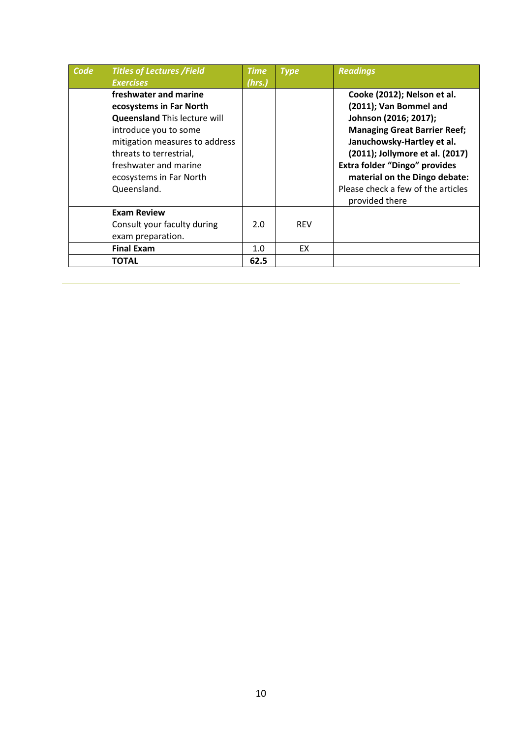| *Code* | *Titles of Lectures /Field Exercises* | *Time (hrs.)* | *Type* | *Readings* |
|---|---|---|---|---|
| | **freshwater and marine ecosystems in Far North Queensland** This lecture will introduce you to some mitigation measures to address threats to terrestrial, freshwater and marine ecosystems in Far North Queensland. | | | **Cooke (2012); Nelson et al. (2011); Van Bommel and Johnson (2016; 2017); Managing Great Barrier Reef; Januchowsky-Hartley et al. (2011); Jollymore et al. (2017)** **Extra folder "Dingo" provides material on the Dingo debate:** Please check a few of the articles provided there |
| | **Exam Review** Consult your faculty during exam preparation. | 2.0 | REV | |
| | **Final Exam** | 1.0 | EX | |
| | **TOTAL** | **62.5** | | |